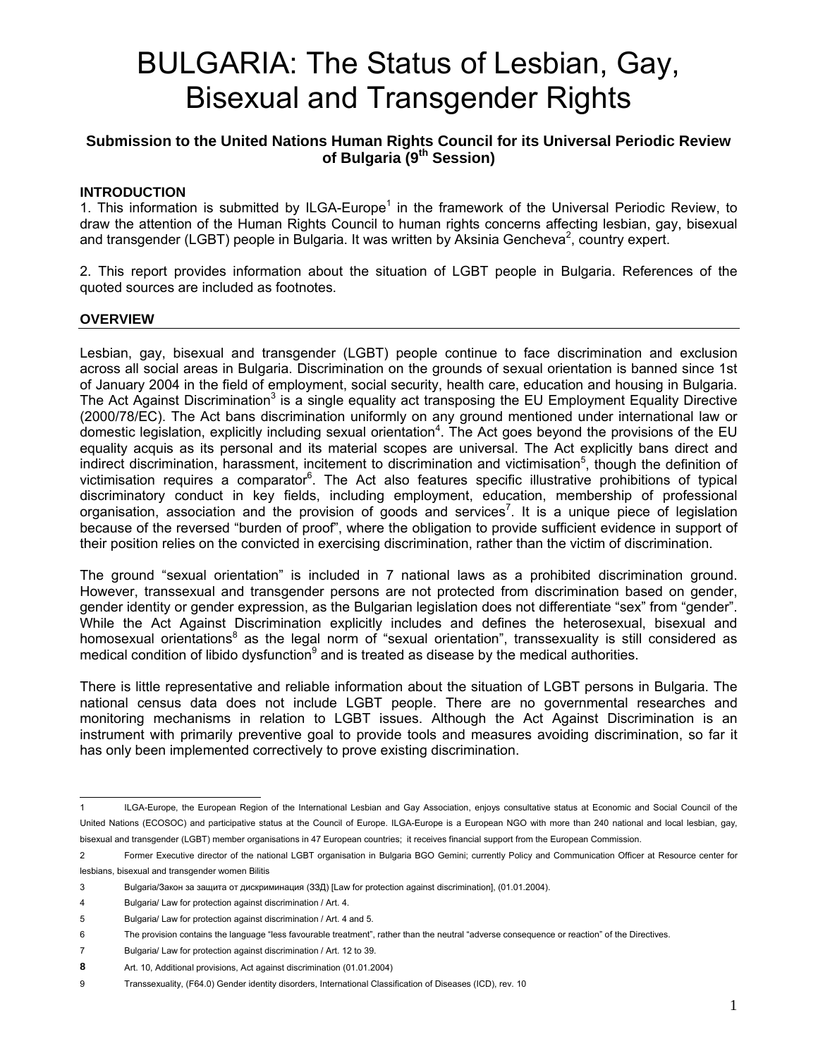# BULGARIA: The Status of Lesbian, Gay, Bisexual and Transgender Rights

**Submission to the United Nations Human Rights Council for its Universal Periodic Review of Bulgaria (9th Session)**

## INTRODUCTION

1. This information is submitted by ILGA-Europe[1] in the framework of the Universal Periodic Review, to draw the attention of the Human Rights Council to human rights concerns affecting lesbian, gay, bisexual and transgender (LGBT) people in Bulgaria. It was written by Aksinia Gencheva[2], country expert.

2. This report provides information about the situation of LGBT people in Bulgaria. References of the quoted sources are included as footnotes.

## OVERVIEW

Lesbian, gay, bisexual and transgender (LGBT) people continue to face discrimination and exclusion across all social areas in Bulgaria. Discrimination on the grounds of sexual orientation is banned since 1st of January 2004 in the field of employment, social security, health care, education and housing in Bulgaria. The Act Against Discrimination[3] is a single equality act transposing the EU Employment Equality Directive (2000/78/EC). The Act bans discrimination uniformly on any ground mentioned under international law or domestic legislation, explicitly including sexual orientation[4]. The Act goes beyond the provisions of the EU equality acquis as its personal and its material scopes are universal. The Act explicitly bans direct and indirect discrimination, harassment, incitement to discrimination and victimisation[5], though the definition of victimisation requires a comparator[6]. The Act also features specific illustrative prohibitions of typical discriminatory conduct in key fields, including employment, education, membership of professional organisation, association and the provision of goods and services[7]. It is a unique piece of legislation because of the reversed "burden of proof", where the obligation to provide sufficient evidence in support of their position relies on the convicted in exercising discrimination, rather than the victim of discrimination.

The ground "sexual orientation" is included in 7 national laws as a prohibited discrimination ground. However, transsexual and transgender persons are not protected from discrimination based on gender, gender identity or gender expression, as the Bulgarian legislation does not differentiate "sex" from "gender". While the Act Against Discrimination explicitly includes and defines the heterosexual, bisexual and homosexual orientations[8] as the legal norm of "sexual orientation", transsexuality is still considered as medical condition of libido dysfunction[9] and is treated as disease by the medical authorities.

There is little representative and reliable information about the situation of LGBT persons in Bulgaria. The national census data does not include LGBT people. There are no governmental researches and monitoring mechanisms in relation to LGBT issues. Although the Act Against Discrimination is an instrument with primarily preventive goal to provide tools and measures avoiding discrimination, so far it has only been implemented correctively to prove existing discrimination.

---

1 ILGA-Europe, the European Region of the International Lesbian and Gay Association, enjoys consultative status at Economic and Social Council of the United Nations (ECOSOC) and participative status at the Council of Europe. ILGA-Europe is a European NGO with more than 240 national and local lesbian, gay, bisexual and transgender (LGBT) member organisations in 47 European countries; it receives financial support from the European Commission.

2 Former Executive director of the national LGBT organisation in Bulgaria BGO Gemini; currently Policy and Communication Officer at Resource center for lesbians, bisexual and transgender women Bilitis

3 Bulgaria/Закон за защита от дискриминация (ЗЗД) [Law for protection against discrimination], (01.01.2004).

4 Bulgaria/ Law for protection against discrimination / Art. 4.

5 Bulgaria/ Law for protection against discrimination / Art. 4 and 5.

6 The provision contains the language "less favourable treatment", rather than the neutral "adverse consequence or reaction" of the Directives.

7 Bulgaria/ Law for protection against discrimination / Art. 12 to 39.

**8** Art. 10, Additional provisions, Act against discrimination (01.01.2004)

9 Transsexuality, (F64.0) Gender identity disorders, International Classification of Diseases (ICD), rev. 10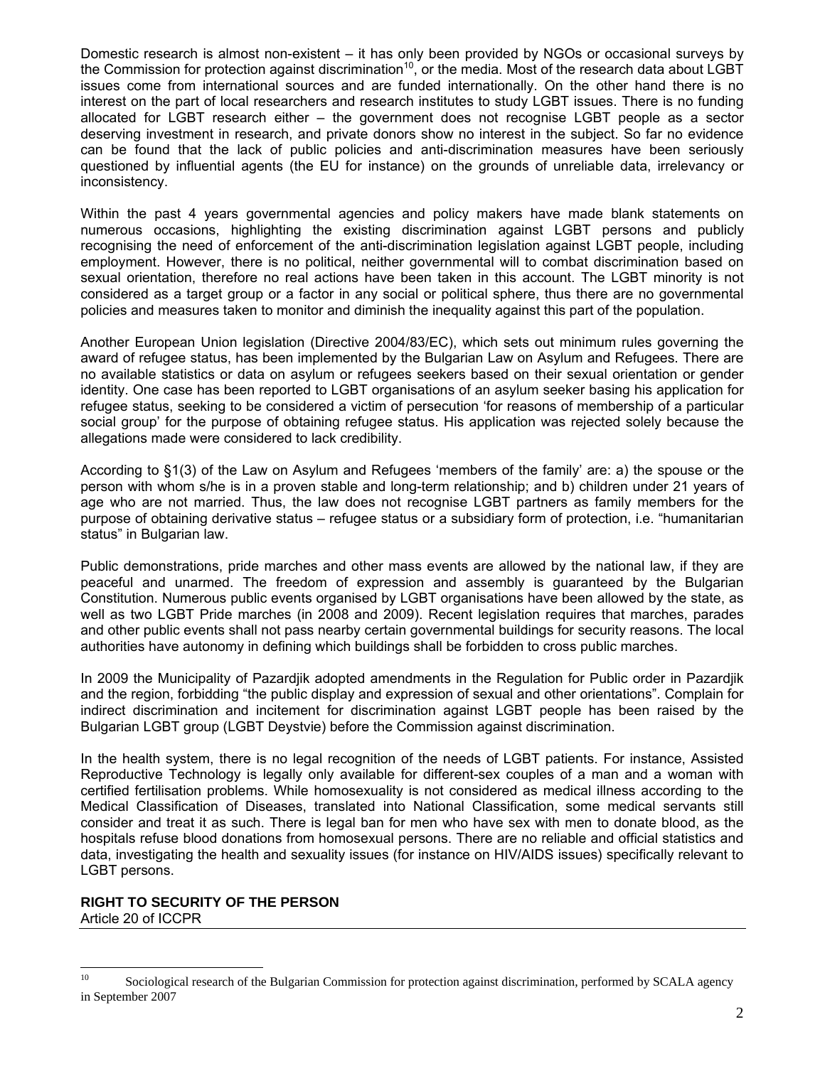Domestic research is almost non-existent – it has only been provided by NGOs or occasional surveys by the Commission for protection against discrimination[10], or the media. Most of the research data about LGBT issues come from international sources and are funded internationally. On the other hand there is no interest on the part of local researchers and research institutes to study LGBT issues. There is no funding allocated for LGBT research either – the government does not recognise LGBT people as a sector deserving investment in research, and private donors show no interest in the subject. So far no evidence can be found that the lack of public policies and anti-discrimination measures have been seriously questioned by influential agents (the EU for instance) on the grounds of unreliable data, irrelevancy or inconsistency.

Within the past 4 years governmental agencies and policy makers have made blank statements on numerous occasions, highlighting the existing discrimination against LGBT persons and publicly recognising the need of enforcement of the anti-discrimination legislation against LGBT people, including employment. However, there is no political, neither governmental will to combat discrimination based on sexual orientation, therefore no real actions have been taken in this account. The LGBT minority is not considered as a target group or a factor in any social or political sphere, thus there are no governmental policies and measures taken to monitor and diminish the inequality against this part of the population.

Another European Union legislation (Directive 2004/83/EC), which sets out minimum rules governing the award of refugee status, has been implemented by the Bulgarian Law on Asylum and Refugees. There are no available statistics or data on asylum or refugees seekers based on their sexual orientation or gender identity. One case has been reported to LGBT organisations of an asylum seeker basing his application for refugee status, seeking to be considered a victim of persecution 'for reasons of membership of a particular social group' for the purpose of obtaining refugee status. His application was rejected solely because the allegations made were considered to lack credibility.

According to §1(3) of the Law on Asylum and Refugees 'members of the family' are: a) the spouse or the person with whom s/he is in a proven stable and long-term relationship; and b) children under 21 years of age who are not married. Thus, the law does not recognise LGBT partners as family members for the purpose of obtaining derivative status – refugee status or a subsidiary form of protection, i.e. "humanitarian status" in Bulgarian law.

Public demonstrations, pride marches and other mass events are allowed by the national law, if they are peaceful and unarmed. The freedom of expression and assembly is guaranteed by the Bulgarian Constitution. Numerous public events organised by LGBT organisations have been allowed by the state, as well as two LGBT Pride marches (in 2008 and 2009). Recent legislation requires that marches, parades and other public events shall not pass nearby certain governmental buildings for security reasons. The local authorities have autonomy in defining which buildings shall be forbidden to cross public marches.

In 2009 the Municipality of Pazardjik adopted amendments in the Regulation for Public order in Pazardjik and the region, forbidding "the public display and expression of sexual and other orientations". Complain for indirect discrimination and incitement for discrimination against LGBT people has been raised by the Bulgarian LGBT group (LGBT Deystvie) before the Commission against discrimination.

In the health system, there is no legal recognition of the needs of LGBT patients. For instance, Assisted Reproductive Technology is legally only available for different-sex couples of a man and a woman with certified fertilisation problems. While homosexuality is not considered as medical illness according to the Medical Classification of Diseases, translated into National Classification, some medical servants still consider and treat it as such. There is legal ban for men who have sex with men to donate blood, as the hospitals refuse blood donations from homosexual persons. There are no reliable and official statistics and data, investigating the health and sexuality issues (for instance on HIV/AIDS issues) specifically relevant to LGBT persons.

**RIGHT TO SECURITY OF THE PERSON**
Article 20 of ICCPR

---

[10] Sociological research of the Bulgarian Commission for protection against discrimination, performed by SCALA agency in September 2007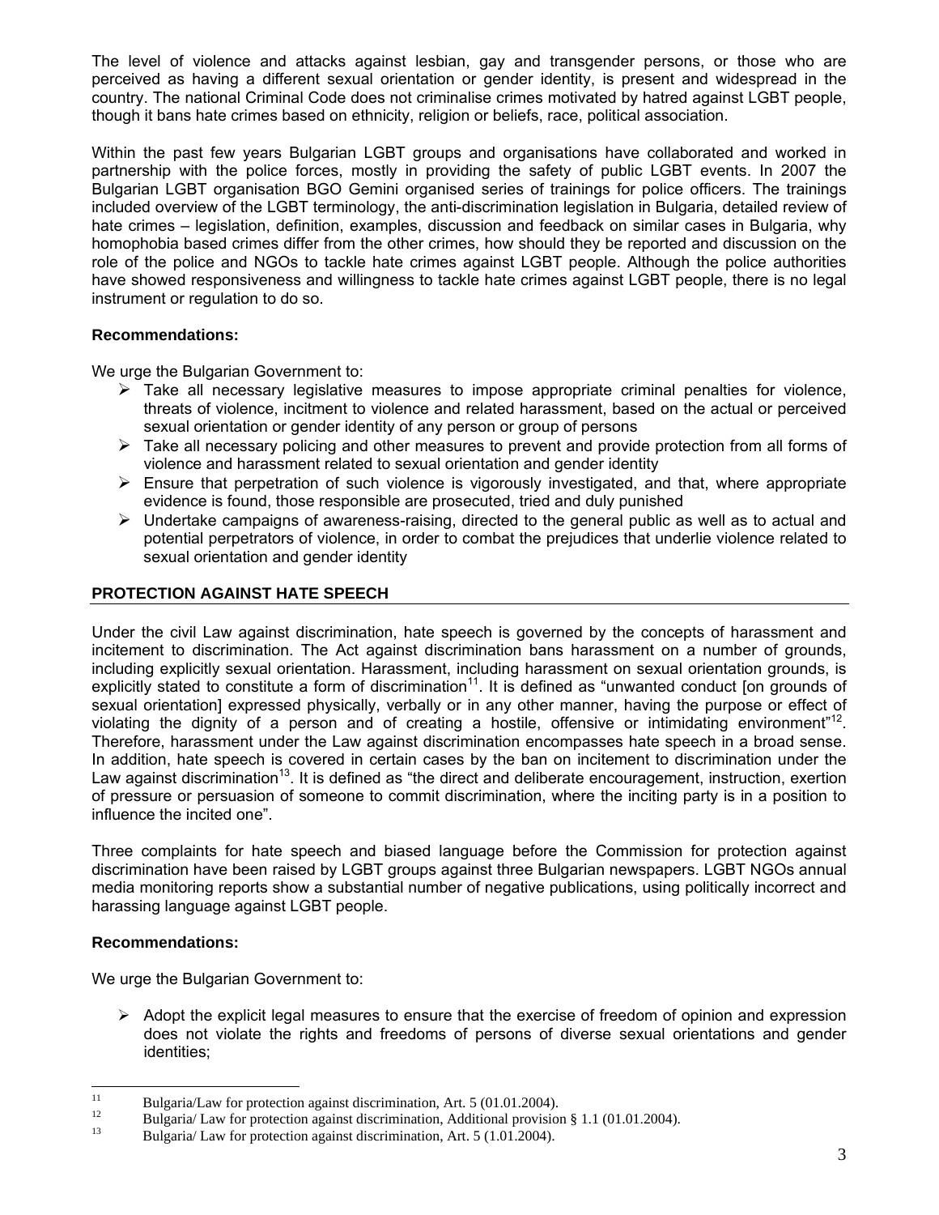The level of violence and attacks against lesbian, gay and transgender persons, or those who are perceived as having a different sexual orientation or gender identity, is present and widespread in the country. The national Criminal Code does not criminalise crimes motivated by hatred against LGBT people, though it bans hate crimes based on ethnicity, religion or beliefs, race, political association.

Within the past few years Bulgarian LGBT groups and organisations have collaborated and worked in partnership with the police forces, mostly in providing the safety of public LGBT events. In 2007 the Bulgarian LGBT organisation BGO Gemini organised series of trainings for police officers. The trainings included overview of the LGBT terminology, the anti-discrimination legislation in Bulgaria, detailed review of hate crimes – legislation, definition, examples, discussion and feedback on similar cases in Bulgaria, why homophobia based crimes differ from the other crimes, how should they be reported and discussion on the role of the police and NGOs to tackle hate crimes against LGBT people. Although the police authorities have showed responsiveness and willingness to tackle hate crimes against LGBT people, there is no legal instrument or regulation to do so.

**Recommendations:**

We urge the Bulgarian Government to:

- Take all necessary legislative measures to impose appropriate criminal penalties for violence, threats of violence, incitment to violence and related harassment, based on the actual or perceived sexual orientation or gender identity of any person or group of persons
- Take all necessary policing and other measures to prevent and provide protection from all forms of violence and harassment related to sexual orientation and gender identity
- Ensure that perpetration of such violence is vigorously investigated, and that, where appropriate evidence is found, those responsible are prosecuted, tried and duly punished
- Undertake campaigns of awareness-raising, directed to the general public as well as to actual and potential perpetrators of violence, in order to combat the prejudices that underlie violence related to sexual orientation and gender identity

## PROTECTION AGAINST HATE SPEECH

Under the civil Law against discrimination, hate speech is governed by the concepts of harassment and incitement to discrimination. The Act against discrimination bans harassment on a number of grounds, including explicitly sexual orientation. Harassment, including harassment on sexual orientation grounds, is explicitly stated to constitute a form of discrimination[11]. It is defined as "unwanted conduct [on grounds of sexual orientation] expressed physically, verbally or in any other manner, having the purpose or effect of violating the dignity of a person and of creating a hostile, offensive or intimidating environment"[12]. Therefore, harassment under the Law against discrimination encompasses hate speech in a broad sense. In addition, hate speech is covered in certain cases by the ban on incitement to discrimination under the Law against discrimination[13]. It is defined as "the direct and deliberate encouragement, instruction, exertion of pressure or persuasion of someone to commit discrimination, where the inciting party is in a position to influence the incited one".

Three complaints for hate speech and biased language before the Commission for protection against discrimination have been raised by LGBT groups against three Bulgarian newspapers. LGBT NGOs annual media monitoring reports show a substantial number of negative publications, using politically incorrect and harassing language against LGBT people.

**Recommendations:**

We urge the Bulgarian Government to:

- Adopt the explicit legal measures to ensure that the exercise of freedom of opinion and expression does not violate the rights and freedoms of persons of diverse sexual orientations and gender identities;

---

[11] Bulgaria/Law for protection against discrimination, Art. 5 (01.01.2004).

[12] Bulgaria/ Law for protection against discrimination, Additional provision § 1.1 (01.01.2004).

[13] Bulgaria/ Law for protection against discrimination, Art. 5 (1.01.2004).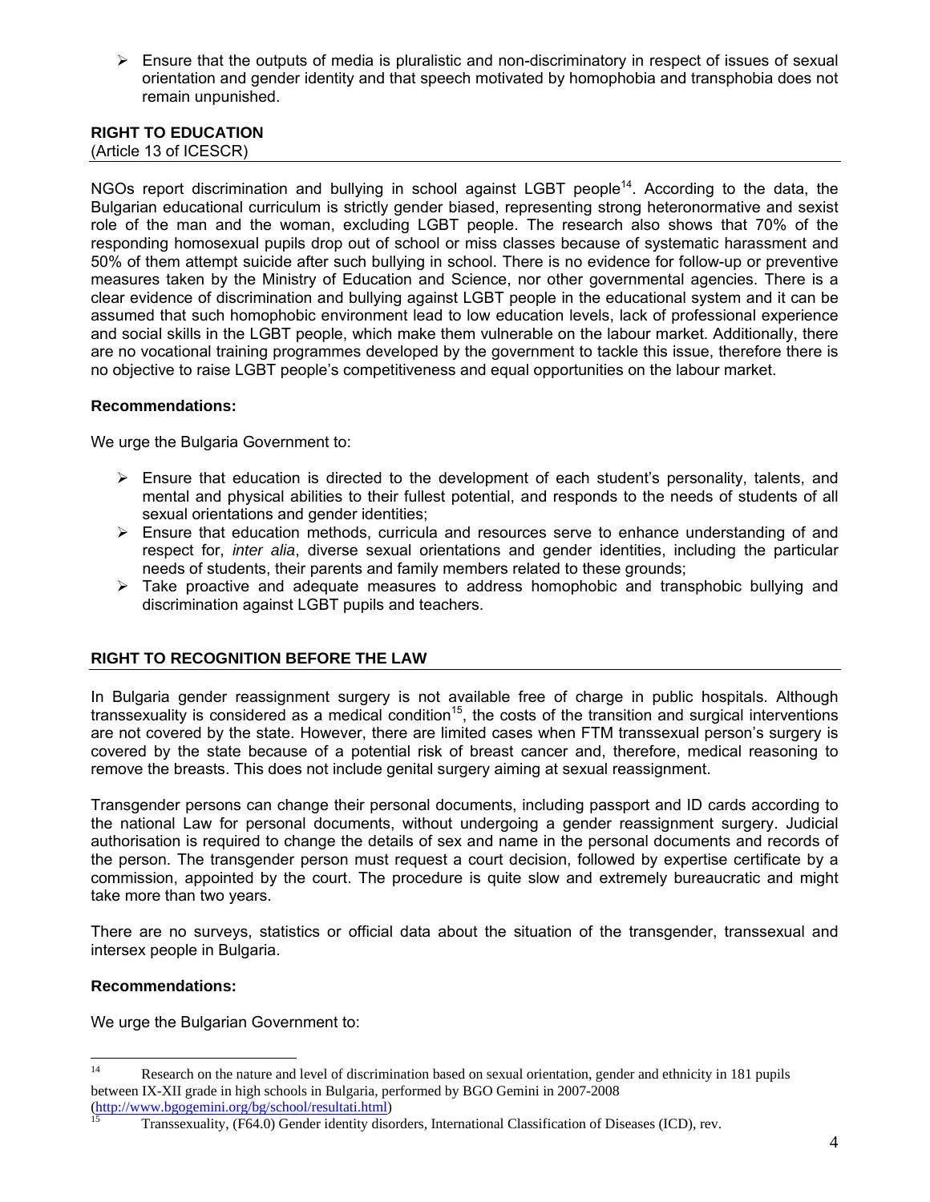- Ensure that the outputs of media is pluralistic and non-discriminatory in respect of issues of sexual orientation and gender identity and that speech motivated by homophobia and transphobia does not remain unpunished.

## RIGHT TO EDUCATION

(Article 13 of ICESCR)

NGOs report discrimination and bullying in school against LGBT people[14]. According to the data, the Bulgarian educational curriculum is strictly gender biased, representing strong heteronormative and sexist role of the man and the woman, excluding LGBT people. The research also shows that 70% of the responding homosexual pupils drop out of school or miss classes because of systematic harassment and 50% of them attempt suicide after such bullying in school. There is no evidence for follow-up or preventive measures taken by the Ministry of Education and Science, nor other governmental agencies. There is a clear evidence of discrimination and bullying against LGBT people in the educational system and it can be assumed that such homophobic environment lead to low education levels, lack of professional experience and social skills in the LGBT people, which make them vulnerable on the labour market. Additionally, there are no vocational training programmes developed by the government to tackle this issue, therefore there is no objective to raise LGBT people's competitiveness and equal opportunities on the labour market.

**Recommendations:**

We urge the Bulgaria Government to:

- Ensure that education is directed to the development of each student's personality, talents, and mental and physical abilities to their fullest potential, and responds to the needs of students of all sexual orientations and gender identities;
- Ensure that education methods, curricula and resources serve to enhance understanding of and respect for, *inter alia*, diverse sexual orientations and gender identities, including the particular needs of students, their parents and family members related to these grounds;
- Take proactive and adequate measures to address homophobic and transphobic bullying and discrimination against LGBT pupils and teachers.

## RIGHT TO RECOGNITION BEFORE THE LAW

In Bulgaria gender reassignment surgery is not available free of charge in public hospitals. Although transsexuality is considered as a medical condition[15], the costs of the transition and surgical interventions are not covered by the state. However, there are limited cases when FTM transsexual person's surgery is covered by the state because of a potential risk of breast cancer and, therefore, medical reasoning to remove the breasts. This does not include genital surgery aiming at sexual reassignment.

Transgender persons can change their personal documents, including passport and ID cards according to the national Law for personal documents, without undergoing a gender reassignment surgery. Judicial authorisation is required to change the details of sex and name in the personal documents and records of the person. The transgender person must request a court decision, followed by expertise certificate by a commission, appointed by the court. The procedure is quite slow and extremely bureaucratic and might take more than two years.

There are no surveys, statistics or official data about the situation of the transgender, transsexual and intersex people in Bulgaria.

**Recommendations:**

We urge the Bulgarian Government to:

---

[14] Research on the nature and level of discrimination based on sexual orientation, gender and ethnicity in 181 pupils between IX-XII grade in high schools in Bulgaria, performed by BGO Gemini in 2007-2008 (http://www.bgogemini.org/bg/school/resultati.html)

[15] Transsexuality, (F64.0) Gender identity disorders, International Classification of Diseases (ICD), rev.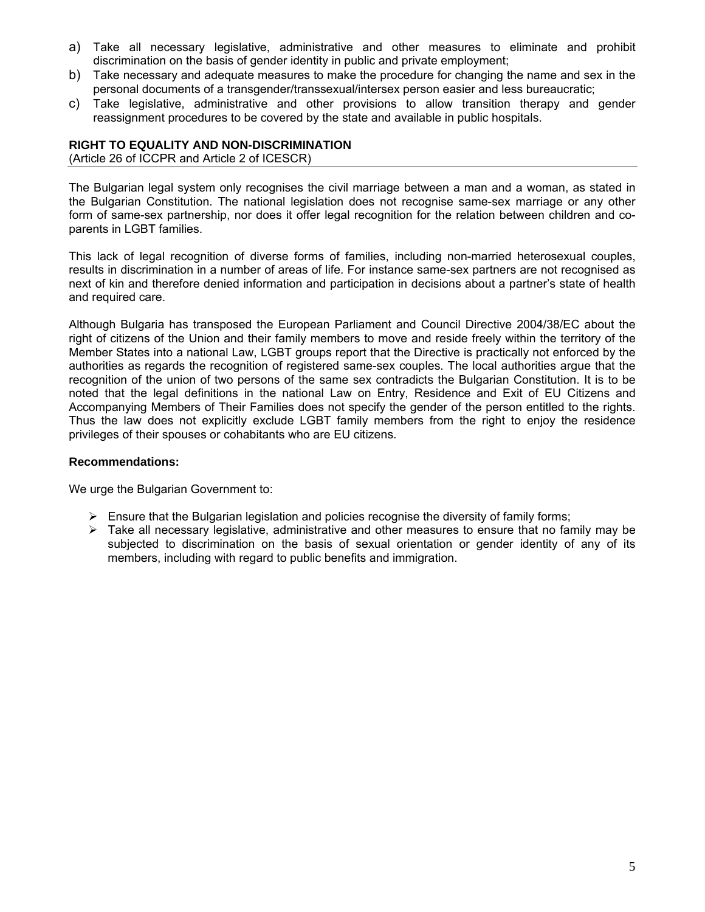a) Take all necessary legislative, administrative and other measures to eliminate and prohibit discrimination on the basis of gender identity in public and private employment;
b) Take necessary and adequate measures to make the procedure for changing the name and sex in the personal documents of a transgender/transsexual/intersex person easier and less bureaucratic;
c) Take legislative, administrative and other provisions to allow transition therapy and gender reassignment procedures to be covered by the state and available in public hospitals.

**RIGHT TO EQUALITY AND NON-DISCRIMINATION**
(Article 26 of ICCPR and Article 2 of ICESCR)

The Bulgarian legal system only recognises the civil marriage between a man and a woman, as stated in the Bulgarian Constitution. The national legislation does not recognise same-sex marriage or any other form of same-sex partnership, nor does it offer legal recognition for the relation between children and co-parents in LGBT families.

This lack of legal recognition of diverse forms of families, including non-married heterosexual couples, results in discrimination in a number of areas of life. For instance same-sex partners are not recognised as next of kin and therefore denied information and participation in decisions about a partner's state of health and required care.

Although Bulgaria has transposed the European Parliament and Council Directive 2004/38/EC about the right of citizens of the Union and their family members to move and reside freely within the territory of the Member States into a national Law, LGBT groups report that the Directive is practically not enforced by the authorities as regards the recognition of registered same-sex couples. The local authorities argue that the recognition of the union of two persons of the same sex contradicts the Bulgarian Constitution. It is to be noted that the legal definitions in the national Law on Entry, Residence and Exit of EU Citizens and Accompanying Members of Their Families does not specify the gender of the person entitled to the rights. Thus the law does not explicitly exclude LGBT family members from the right to enjoy the residence privileges of their spouses or cohabitants who are EU citizens.

**Recommendations:**

We urge the Bulgarian Government to:

- Ensure that the Bulgarian legislation and policies recognise the diversity of family forms;
- Take all necessary legislative, administrative and other measures to ensure that no family may be subjected to discrimination on the basis of sexual orientation or gender identity of any of its members, including with regard to public benefits and immigration.